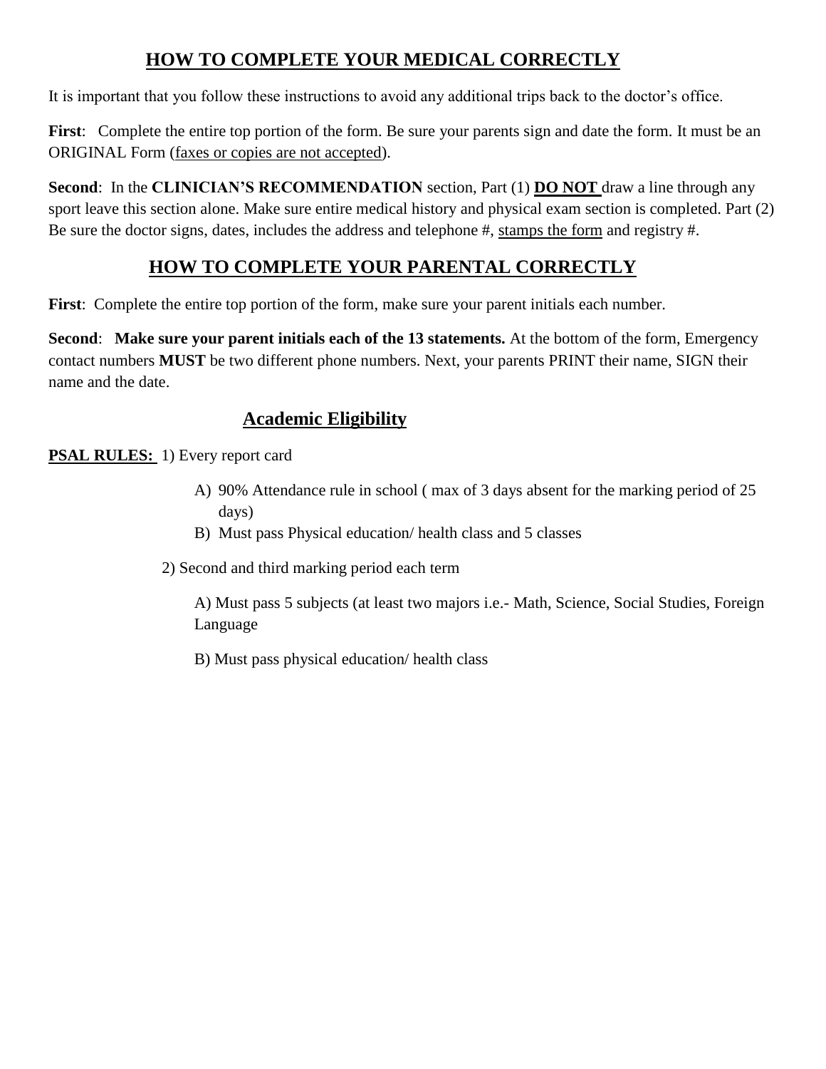## <u>HOW TO COMPLETE YOUR MEDICAL CORRECTLY</u>

It is important that you follow these instructions to avoid any additional trips back to the doctor's office.

**First**: Complete the entire top portion of the form. Be sure your parents sign and date the form. It must be an ORIGINAL Form (<u>faxes or copies are not accepted</u>).

**Second**: In the **CLINICIAN'S RECOMMENDATION** section, Part (1) <u>**DO NOT**</u> draw a line through any sport leave this section alone. Make sure entire medical history and physical exam section is completed. Part (2) Be sure the doctor signs, dates, includes the address and telephone #, <u>stamps the form</u> and registry #.

## <u>HOW TO COMPLETE YOUR PARENTAL CORRECTLY</u>

**First**: Complete the entire top portion of the form, make sure your parent initials each number.

**Second**: **Make sure your parent initials each of the 13 statements.** At the bottom of the form, Emergency contact numbers **MUST** be two different phone numbers. Next, your parents PRINT their name, SIGN their name and the date.

## <u>Academic Eligibility</u>

<u>**PSAL RULES:**</u> 1) Every report card

A) 90% Attendance rule in school ( max of 3 days absent for the marking period of 25 days)

B) Must pass Physical education/ health class and 5 classes

2) Second and third marking period each term

A) Must pass 5 subjects (at least two majors i.e.- Math, Science, Social Studies, Foreign Language

B) Must pass physical education/ health class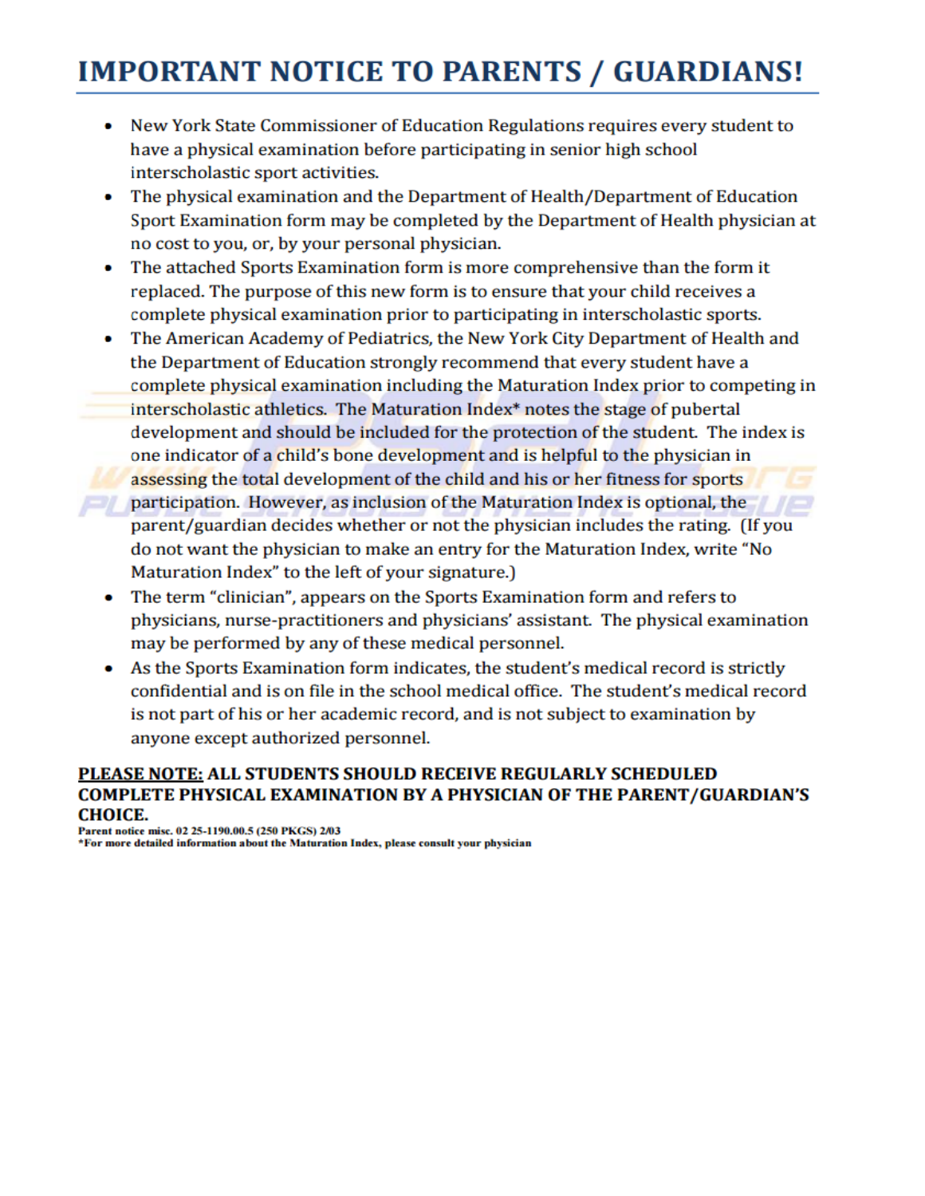# IMPORTANT NOTICE TO PARENTS / GUARDIANS!

- New York State Commissioner of Education Regulations requires every student to have a physical examination before participating in senior high school interscholastic sport activities.
- The physical examination and the Department of Health/Department of Education Sport Examination form may be completed by the Department of Health physician at no cost to you, or, by your personal physician.
- The attached Sports Examination form is more comprehensive than the form it replaced. The purpose of this new form is to ensure that your child receives a complete physical examination prior to participating in interscholastic sports.
- The American Academy of Pediatrics, the New York City Department of Health and the Department of Education strongly recommend that every student have a complete physical examination including the Maturation Index prior to competing in interscholastic athletics. The Maturation Index* notes the stage of pubertal development and should be included for the protection of the student. The index is one indicator of a child's bone development and is helpful to the physician in assessing the total development of the child and his or her fitness for sports participation. However, as inclusion of the Maturation Index is optional, the parent/guardian decides whether or not the physician includes the rating. (If you do not want the physician to make an entry for the Maturation Index, write "No Maturation Index" to the left of your signature.)
- The term "clinician", appears on the Sports Examination form and refers to physicians, nurse-practitioners and physicians' assistant. The physical examination may be performed by any of these medical personnel.
- As the Sports Examination form indicates, the student's medical record is strictly confidential and is on file in the school medical office. The student's medical record is not part of his or her academic record, and is not subject to examination by anyone except authorized personnel.

**<u>PLEASE NOTE:</u> ALL STUDENTS SHOULD RECEIVE REGULARLY SCHEDULED COMPLETE PHYSICAL EXAMINATION BY A PHYSICIAN OF THE PARENT/GUARDIAN'S CHOICE.**

**Parent notice misc. 02 25-1190.00.5 (250 PKGS) 2/03**

**\*For more detailed information about the Maturation Index, please consult your physician**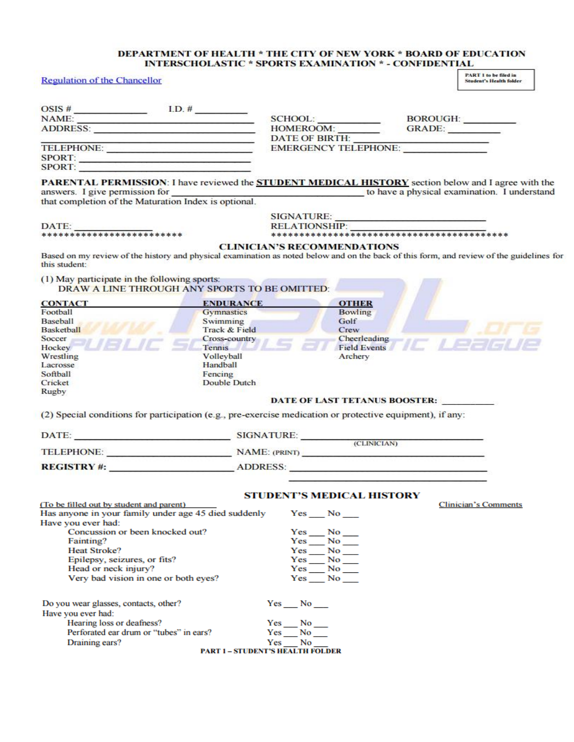**DEPARTMENT OF HEALTH * THE CITY OF NEW YORK * BOARD OF EDUCATION**
**INTERSCHOLASTIC * SPORTS EXAMINATION * - CONFIDENTIAL**

Regulation of the Chancellor

PART 1 to be filed in Student's Health folder

OSIS # ______________ I.D. # ____________

NAME: ________________________________ SCHOOL: ____________ BOROUGH: __________

ADDRESS: ______________________________ HOMEROOM: ________ GRADE: __________

________________________________________ DATE OF BIRTH: ______________________

TELEPHONE: ____________________________ EMERGENCY TELEPHONE: ______________

SPORT: ________________________________

SPORT: ________________________________

**PARENTAL PERMISSION**: I have reviewed the **STUDENT MEDICAL HISTORY** section below and I agree with the answers. I give permission for ______________________________ to have a physical examination. I understand that completion of the Maturation Index is optional.

SIGNATURE: ____________________________

DATE: ______________ RELATIONSHIP: ____________________________

************************ ******************************************

## CLINICIAN'S RECOMMENDATIONS

Based on my review of the history and physical examination as noted below and on the back of this form, and review of the guidelines for this student:

(1) May participate in the following sports:
DRAW A LINE THROUGH ANY SPORTS TO BE OMITTED:

| CONTACT | ENDURANCE | OTHER |
| --- | --- | --- |
| Football | Gymnastics | Bowling |
| Baseball | Swimming | Golf |
| Basketball | Track & Field | Crew |
| Soccer | Cross-country | Cheerleading |
| Hockey | Tennis | Field Events |
| Wrestling | Volleyball | Archery |
| Lacrosse | Handball | |
| Softball | Fencing | |
| Cricket | Double Dutch | |
| Rugby | | |

**DATE OF LAST TETANUS BOOSTER:** __________

(2) Special conditions for participation (e.g., pre-exercise medication or protective equipment), if any:

DATE: ____________________________ SIGNATURE: ____________________________ (CLINICIAN)

TELEPHONE: ________________________ NAME: (PRINT) ____________________________

**REGISTRY #:** ________________________ ADDRESS: ____________________________

____________________________

## STUDENT'S MEDICAL HISTORY

(To be filled out by student and parent) Clinician's Comments

Has anyone in your family under age 45 died suddenly Yes ___ No ___

Have you ever had:

- Concussion or been knocked out? Yes ___ No ___
- Fainting? Yes ___ No ___
- Heat Stroke? Yes ___ No ___
- Epilepsy, seizures, or fits? Yes ___ No ___
- Head or neck injury? Yes ___ No ___
- Very bad vision in one or both eyes? Yes ___ No ___

Do you wear glasses, contacts, other? Yes ___ No ___

Have you ever had:

- Hearing loss or deafness? Yes ___ No ___
- Perforated ear drum or "tubes" in ears? Yes ___ No ___
- Draining ears? Yes ___ No ___

**PART I – STUDENT'S HEALTH FOLDER**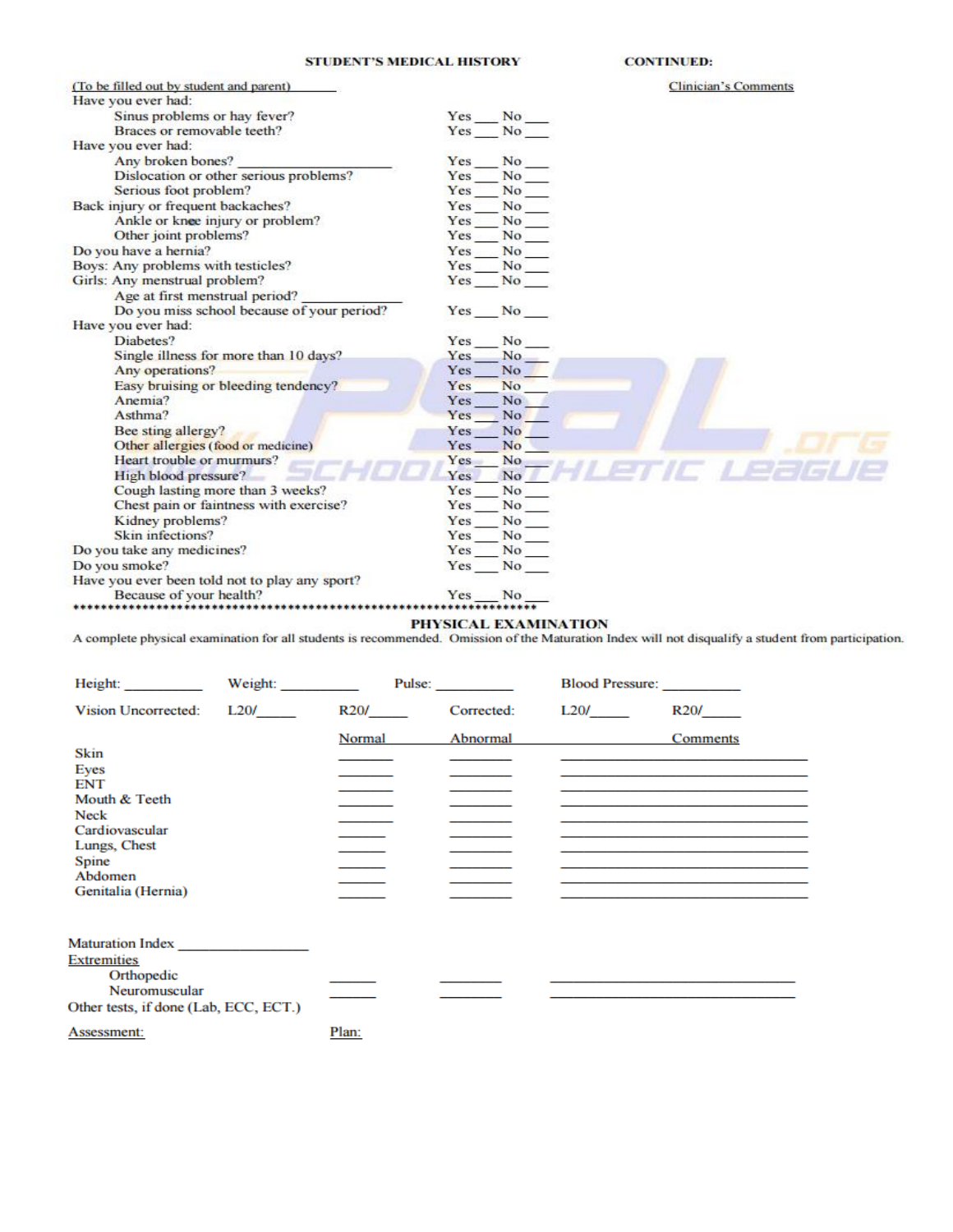**STUDENT'S MEDICAL HISTORY** **CONTINUED:**

(To be filled out by student and parent) Clinician's Comments

Have you ever had:

- Sinus problems or hay fever? Yes ___ No ___
- Braces or removable teeth? Yes ___ No ___

Have you ever had:

- Any broken bones? ______________ Yes ___ No ___
- Dislocation or other serious problems? Yes ___ No ___
- Serious foot problem? Yes ___ No ___

Back injury or frequent backaches? Yes ___ No ___

- Ankle or knee injury or problem? Yes ___ No ___
- Other joint problems? Yes ___ No ___

Do you have a hernia? Yes ___ No ___

Boys: Any problems with testicles? Yes ___ No ___

Girls: Any menstrual problem? Yes ___ No ___

- Age at first menstrual period? __________
- Do you miss school because of your period? Yes ___ No ___

Have you ever had:

- Diabetes? Yes ___ No ___
- Single illness for more than 10 days? Yes ___ No ___
- Any operations? Yes ___ No ___
- Easy bruising or bleeding tendency? Yes ___ No ___
- Anemia? Yes ___ No ___
- Asthma? Yes ___ No ___
- Bee sting allergy? Yes ___ No ___
- Other allergies (food or medicine) Yes ___ No ___
- Heart trouble or murmurs? Yes ___ No ___
- High blood pressure? Yes ___ No ___
- Cough lasting more than 3 weeks? Yes ___ No ___
- Chest pain or faintness with exercise? Yes ___ No ___
- Kidney problems? Yes ___ No ___
- Skin infections? Yes ___ No ___

Do you take any medicines? Yes ___ No ___

Do you smoke? Yes ___ No ___

Have you ever been told not to play any sport?

- Because of your health? Yes ___ No ___

*******************************************************************

## PHYSICAL EXAMINATION

A complete physical examination for all students is recommended. Omission of the Maturation Index will not disqualify a student from participation.

Height: __________ Weight: __________ Pulse: __________ Blood Pressure: __________

Vision Uncorrected: L20/_____ R20/_____ Corrected: L20/_____ R20/_____

| | Normal | Abnormal | Comments |
|---|---|---|---|
| Skin | ______ | ______ | ____________________ |
| Eyes | ______ | ______ | ____________________ |
| ENT | ______ | ______ | ____________________ |
| Mouth & Teeth | ______ | ______ | ____________________ |
| Neck | ______ | ______ | ____________________ |
| Cardiovascular | ______ | ______ | ____________________ |
| Lungs, Chest | ______ | ______ | ____________________ |
| Spine | ______ | ______ | ____________________ |
| Abdomen | ______ | ______ | ____________________ |
| Genitalia (Hernia) | ______ | ______ | ____________________ |

Maturation Index ______________

| Extremities | | | |
|---|---|---|---|
| Orthopedic | ______ | ______ | ____________________ |
| Neuromuscular | ______ | ______ | ____________________ |

Other tests, if done (Lab, ECC, ECT.)

Assessment: Plan: